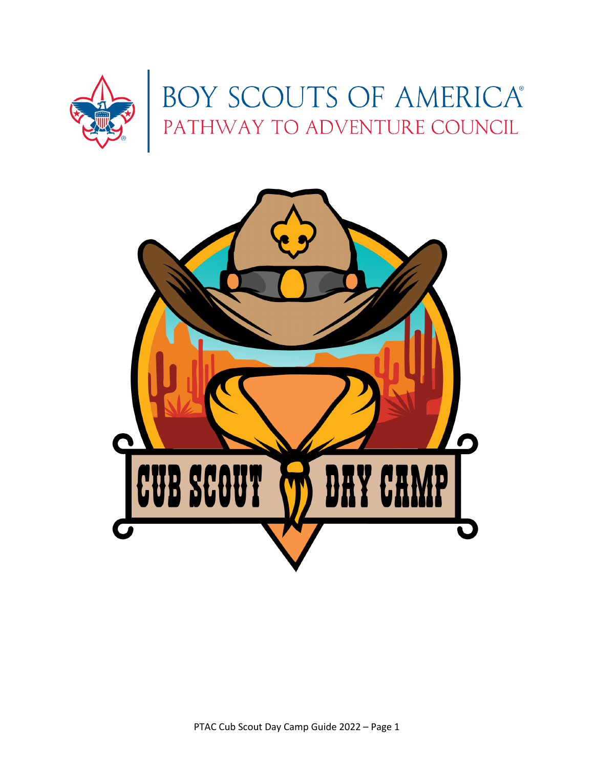# BOY SCOUTS OF AMERICA

## PATHWAY TO ADVENTURE COUNCIL

# CUB SCOUT DAY CAMP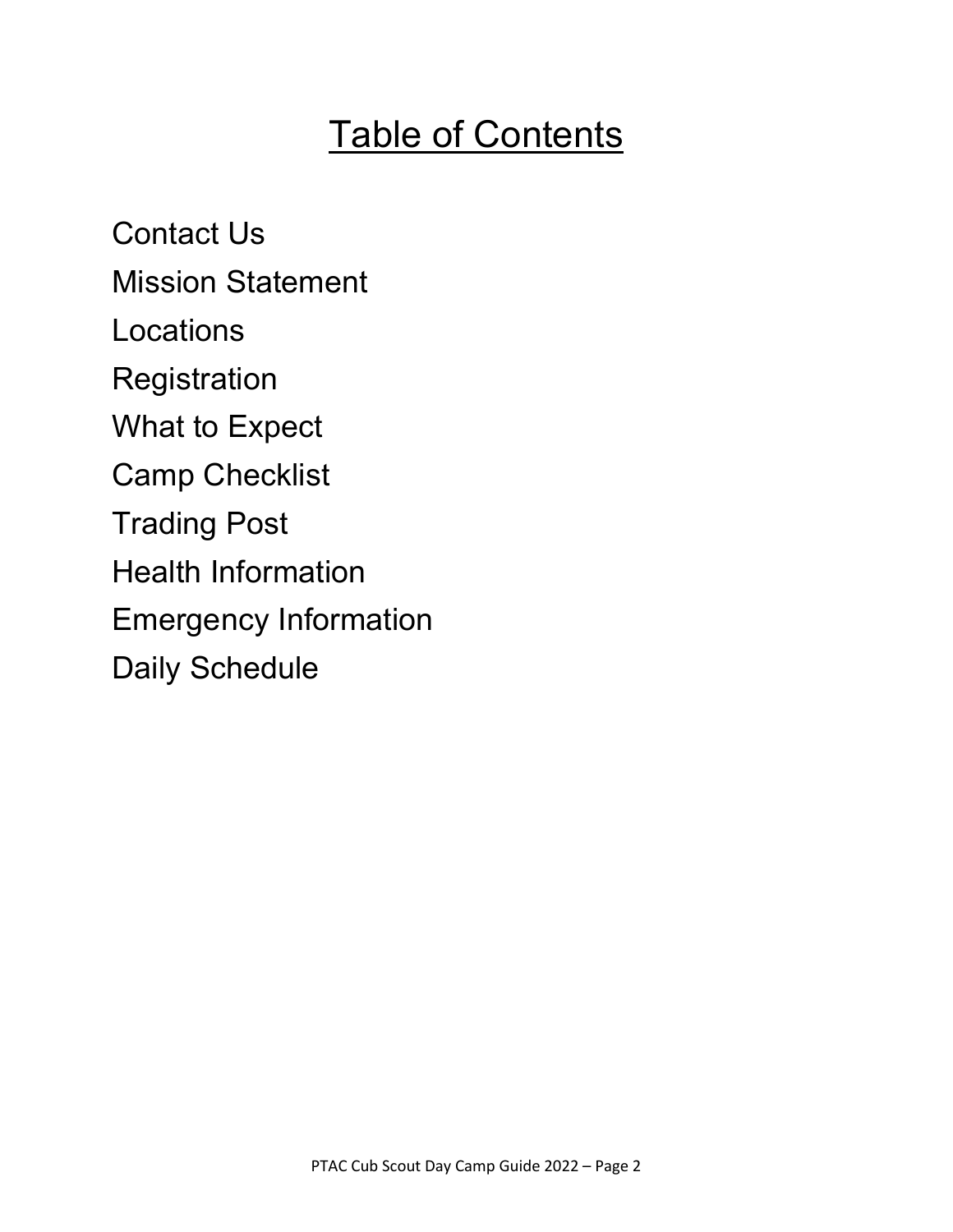# Table of Contents

Contact Us

Mission Statement

Locations

Registration

What to Expect

Camp Checklist

Trading Post

Health Information

Emergency Information

Daily Schedule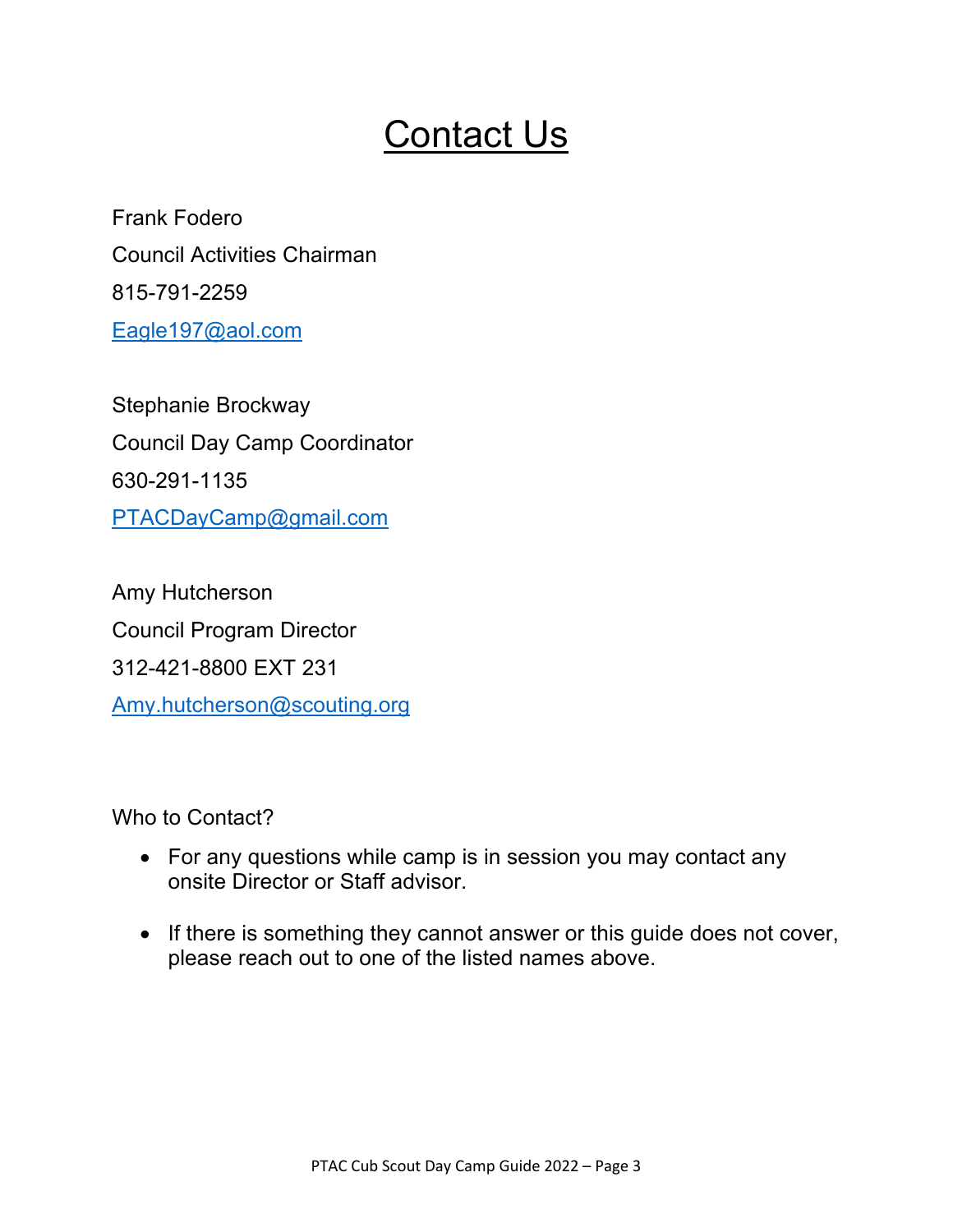# Contact Us

Frank Fodero  
Council Activities Chairman  
815-791-2259  
Eagle197@aol.com

Stephanie Brockway  
Council Day Camp Coordinator  
630-291-1135  
PTACDayCamp@gmail.com

Amy Hutcherson  
Council Program Director  
312-421-8800 EXT 231  
Amy.hutcherson@scouting.org

Who to Contact?

- For any questions while camp is in session you may contact any onsite Director or Staff advisor.
- If there is something they cannot answer or this guide does not cover, please reach out to one of the listed names above.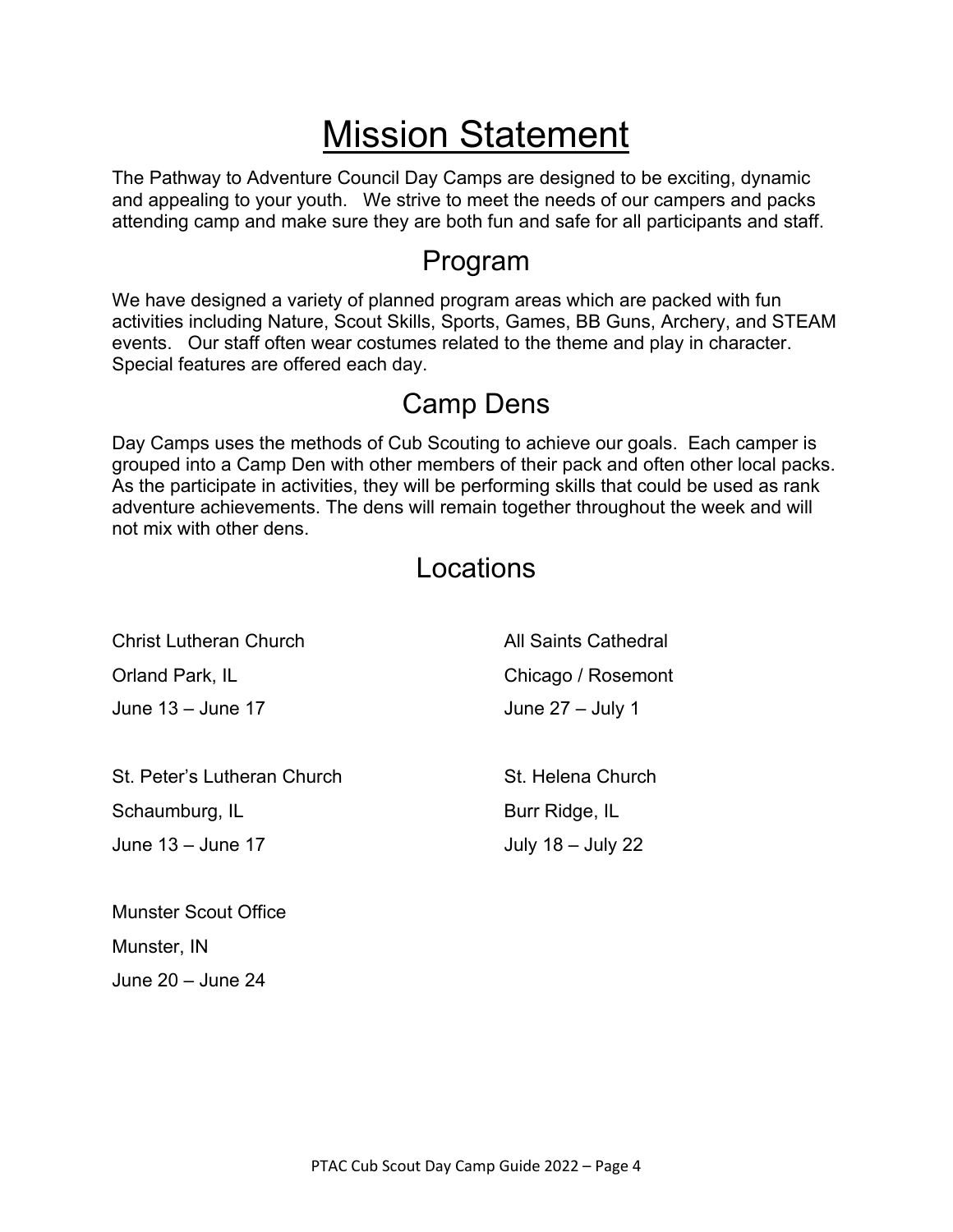# Mission Statement

The Pathway to Adventure Council Day Camps are designed to be exciting, dynamic and appealing to your youth. We strive to meet the needs of our campers and packs attending camp and make sure they are both fun and safe for all participants and staff.

## Program

We have designed a variety of planned program areas which are packed with fun activities including Nature, Scout Skills, Sports, Games, BB Guns, Archery, and STEAM events. Our staff often wear costumes related to the theme and play in character. Special features are offered each day.

## Camp Dens

Day Camps uses the methods of Cub Scouting to achieve our goals. Each camper is grouped into a Camp Den with other members of their pack and often other local packs. As the participate in activities, they will be performing skills that could be used as rank adventure achievements. The dens will remain together throughout the week and will not mix with other dens.

## Locations

Christ Lutheran Church
Orland Park, IL
June 13 – June 17

St. Peter's Lutheran Church
Schaumburg, IL
June 13 – June 17

Munster Scout Office
Munster, IN
June 20 – June 24

All Saints Cathedral
Chicago / Rosemont
June 27 – July 1

St. Helena Church
Burr Ridge, IL
July 18 – July 22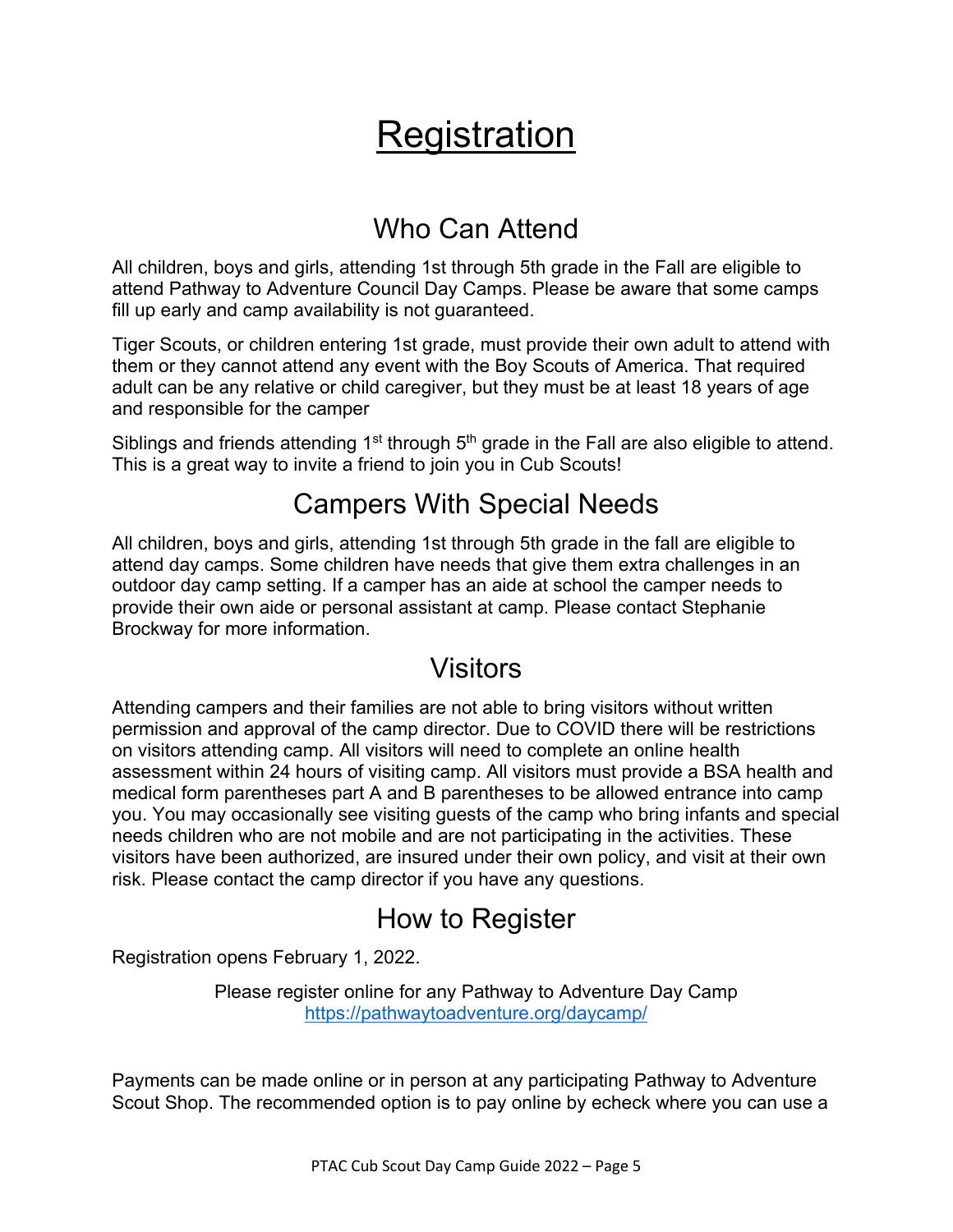# Registration

## Who Can Attend

All children, boys and girls, attending 1st through 5th grade in the Fall are eligible to attend Pathway to Adventure Council Day Camps. Please be aware that some camps fill up early and camp availability is not guaranteed.

Tiger Scouts, or children entering 1st grade, must provide their own adult to attend with them or they cannot attend any event with the Boy Scouts of America. That required adult can be any relative or child caregiver, but they must be at least 18 years of age and responsible for the camper

Siblings and friends attending 1st through 5th grade in the Fall are also eligible to attend. This is a great way to invite a friend to join you in Cub Scouts!

## Campers With Special Needs

All children, boys and girls, attending 1st through 5th grade in the fall are eligible to attend day camps. Some children have needs that give them extra challenges in an outdoor day camp setting. If a camper has an aide at school the camper needs to provide their own aide or personal assistant at camp. Please contact Stephanie Brockway for more information.

## Visitors

Attending campers and their families are not able to bring visitors without written permission and approval of the camp director. Due to COVID there will be restrictions on visitors attending camp. All visitors will need to complete an online health assessment within 24 hours of visiting camp. All visitors must provide a BSA health and medical form parentheses part A and B parentheses to be allowed entrance into camp you. You may occasionally see visiting guests of the camp who bring infants and special needs children who are not mobile and are not participating in the activities. These visitors have been authorized, are insured under their own policy, and visit at their own risk. Please contact the camp director if you have any questions.

## How to Register

Registration opens February 1, 2022.

Please register online for any Pathway to Adventure Day Camp
https://pathwaytoadventure.org/daycamp/

Payments can be made online or in person at any participating Pathway to Adventure Scout Shop. The recommended option is to pay online by echeck where you can use a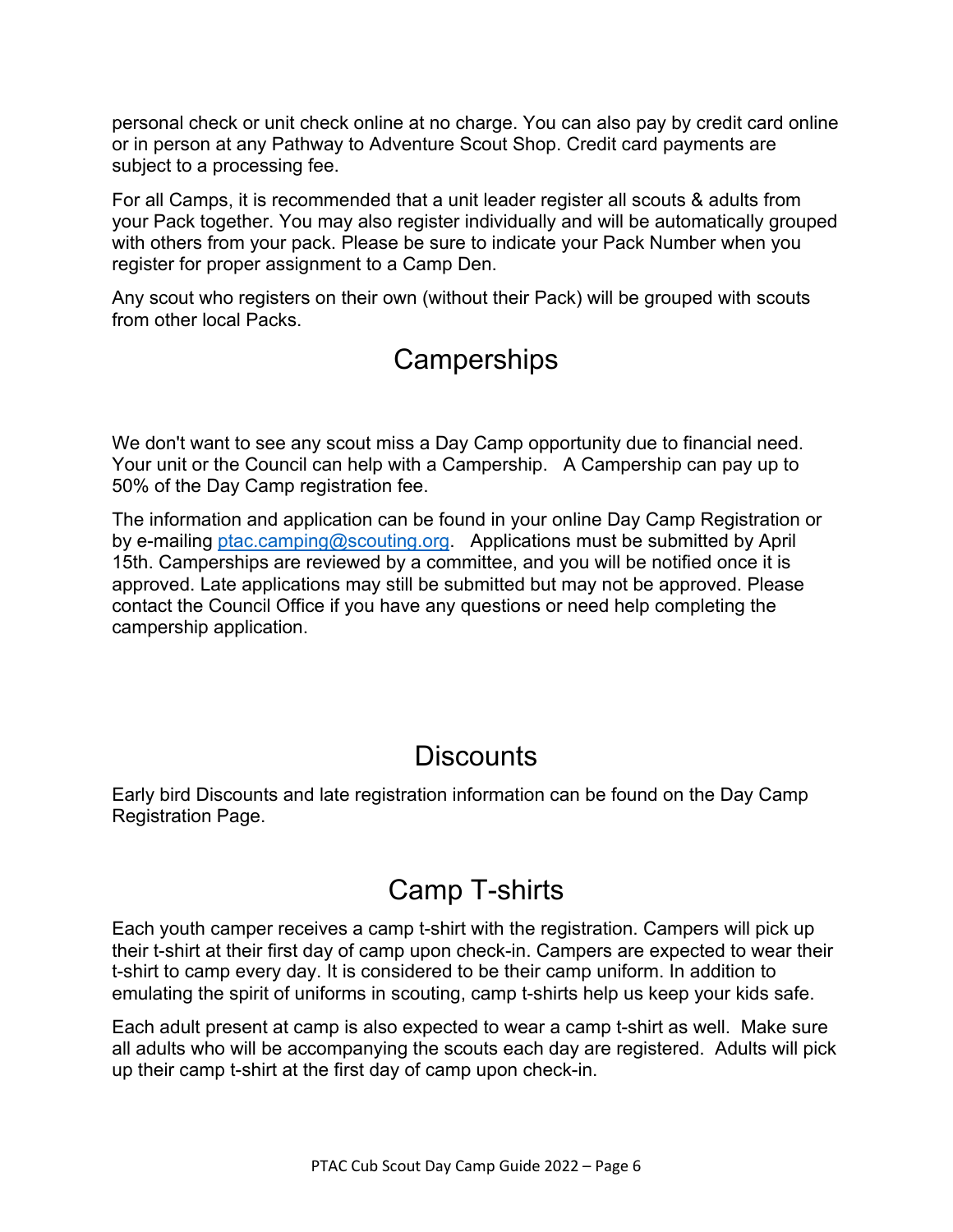personal check or unit check online at no charge. You can also pay by credit card online or in person at any Pathway to Adventure Scout Shop. Credit card payments are subject to a processing fee.

For all Camps, it is recommended that a unit leader register all scouts & adults from your Pack together. You may also register individually and will be automatically grouped with others from your pack. Please be sure to indicate your Pack Number when you register for proper assignment to a Camp Den.

Any scout who registers on their own (without their Pack) will be grouped with scouts from other local Packs.

## Camperships

We don't want to see any scout miss a Day Camp opportunity due to financial need. Your unit or the Council can help with a Campership. A Campership can pay up to 50% of the Day Camp registration fee.

The information and application can be found in your online Day Camp Registration or by e-mailing ptac.camping@scouting.org. Applications must be submitted by April 15th. Camperships are reviewed by a committee, and you will be notified once it is approved. Late applications may still be submitted but may not be approved. Please contact the Council Office if you have any questions or need help completing the campership application.

## Discounts

Early bird Discounts and late registration information can be found on the Day Camp Registration Page.

## Camp T-shirts

Each youth camper receives a camp t-shirt with the registration. Campers will pick up their t-shirt at their first day of camp upon check-in. Campers are expected to wear their t-shirt to camp every day. It is considered to be their camp uniform. In addition to emulating the spirit of uniforms in scouting, camp t-shirts help us keep your kids safe.

Each adult present at camp is also expected to wear a camp t-shirt as well. Make sure all adults who will be accompanying the scouts each day are registered. Adults will pick up their camp t-shirt at the first day of camp upon check-in.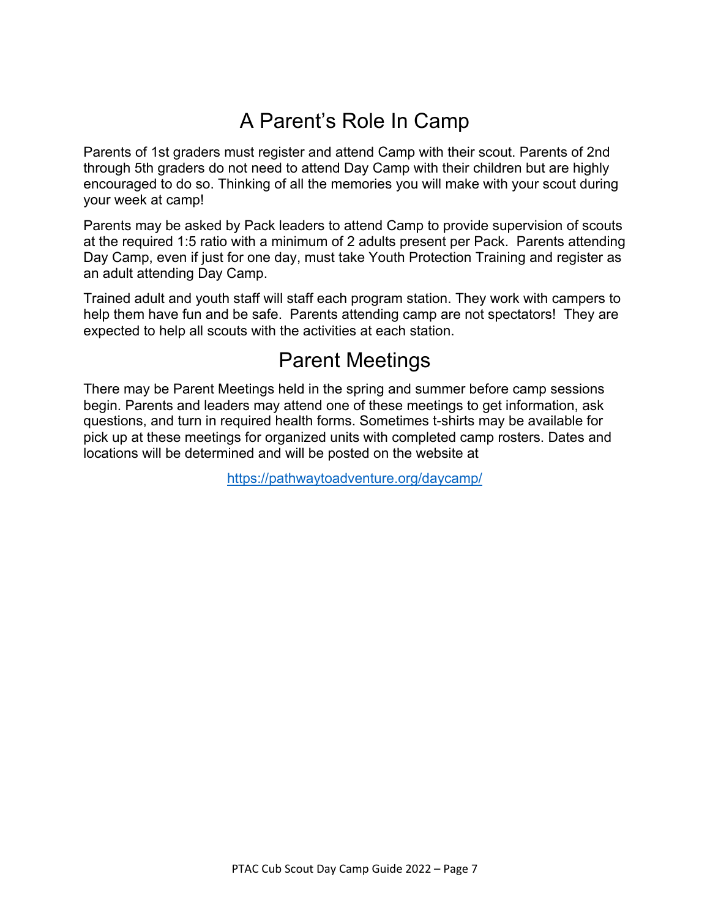# A Parent's Role In Camp

Parents of 1st graders must register and attend Camp with their scout. Parents of 2nd through 5th graders do not need to attend Day Camp with their children but are highly encouraged to do so. Thinking of all the memories you will make with your scout during your week at camp!

Parents may be asked by Pack leaders to attend Camp to provide supervision of scouts at the required 1:5 ratio with a minimum of 2 adults present per Pack. Parents attending Day Camp, even if just for one day, must take Youth Protection Training and register as an adult attending Day Camp.

Trained adult and youth staff will staff each program station. They work with campers to help them have fun and be safe. Parents attending camp are not spectators! They are expected to help all scouts with the activities at each station.

# Parent Meetings

There may be Parent Meetings held in the spring and summer before camp sessions begin. Parents and leaders may attend one of these meetings to get information, ask questions, and turn in required health forms. Sometimes t-shirts may be available for pick up at these meetings for organized units with completed camp rosters. Dates and locations will be determined and will be posted on the website at

https://pathwaytoadventure.org/daycamp/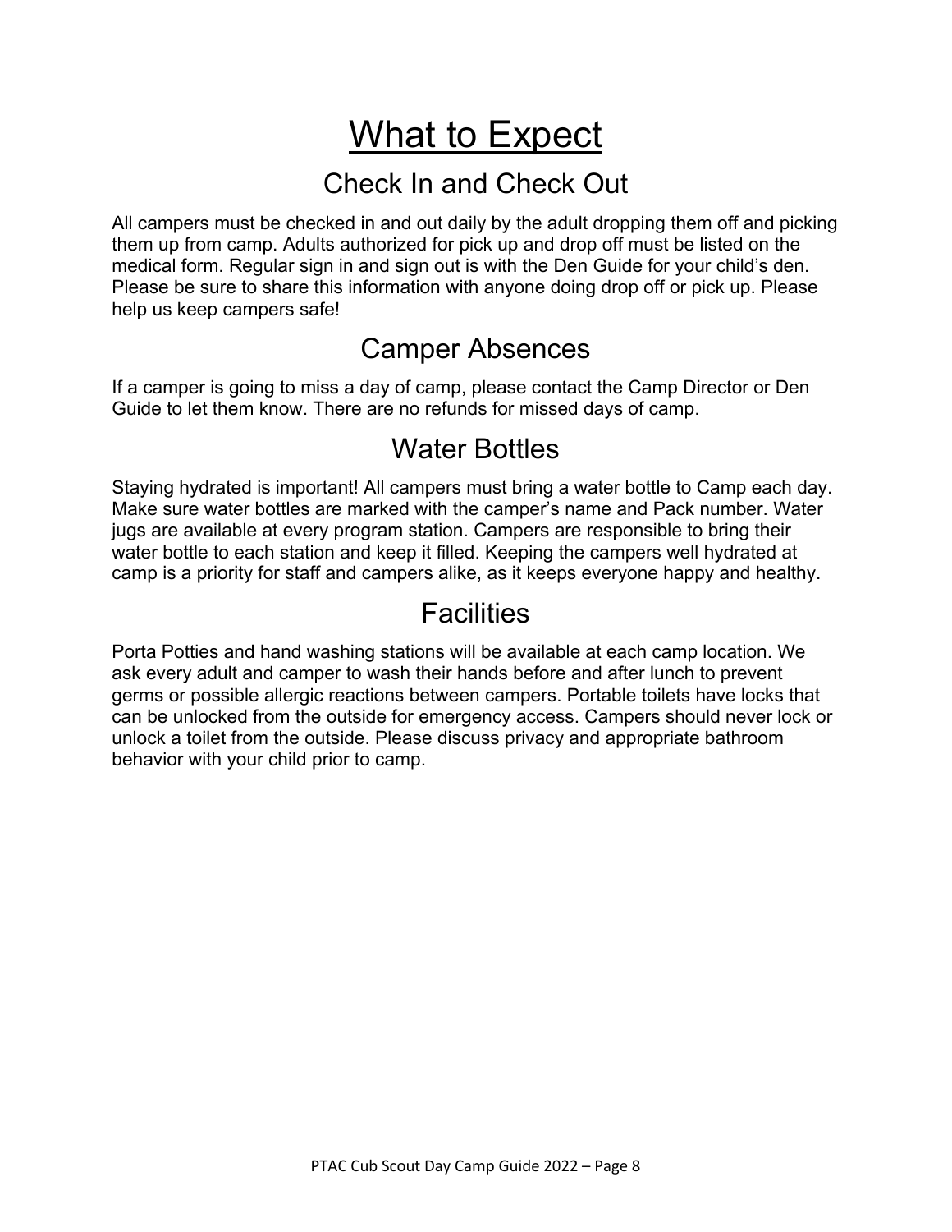# What to Expect

## Check In and Check Out

All campers must be checked in and out daily by the adult dropping them off and picking them up from camp. Adults authorized for pick up and drop off must be listed on the medical form. Regular sign in and sign out is with the Den Guide for your child's den. Please be sure to share this information with anyone doing drop off or pick up. Please help us keep campers safe!

## Camper Absences

If a camper is going to miss a day of camp, please contact the Camp Director or Den Guide to let them know. There are no refunds for missed days of camp.

## Water Bottles

Staying hydrated is important! All campers must bring a water bottle to Camp each day. Make sure water bottles are marked with the camper's name and Pack number. Water jugs are available at every program station. Campers are responsible to bring their water bottle to each station and keep it filled. Keeping the campers well hydrated at camp is a priority for staff and campers alike, as it keeps everyone happy and healthy.

## Facilities

Porta Potties and hand washing stations will be available at each camp location. We ask every adult and camper to wash their hands before and after lunch to prevent germs or possible allergic reactions between campers. Portable toilets have locks that can be unlocked from the outside for emergency access. Campers should never lock or unlock a toilet from the outside. Please discuss privacy and appropriate bathroom behavior with your child prior to camp.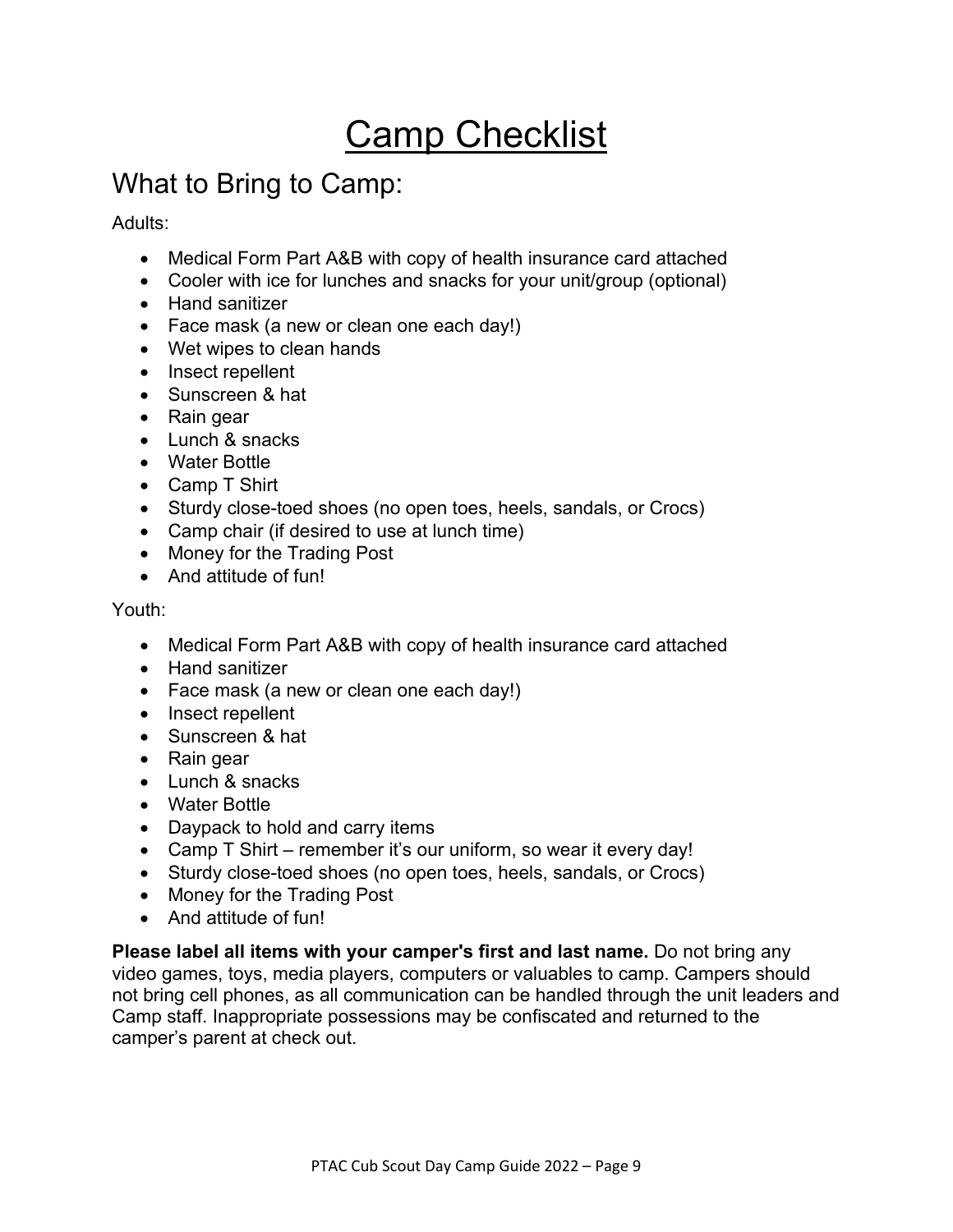# Camp Checklist

## What to Bring to Camp:

Adults:

- Medical Form Part A&B with copy of health insurance card attached
- Cooler with ice for lunches and snacks for your unit/group (optional)
- Hand sanitizer
- Face mask (a new or clean one each day!)
- Wet wipes to clean hands
- Insect repellent
- Sunscreen & hat
- Rain gear
- Lunch & snacks
- Water Bottle
- Camp T Shirt
- Sturdy close-toed shoes (no open toes, heels, sandals, or Crocs)
- Camp chair (if desired to use at lunch time)
- Money for the Trading Post
- And attitude of fun!

Youth:

- Medical Form Part A&B with copy of health insurance card attached
- Hand sanitizer
- Face mask (a new or clean one each day!)
- Insect repellent
- Sunscreen & hat
- Rain gear
- Lunch & snacks
- Water Bottle
- Daypack to hold and carry items
- Camp T Shirt – remember it's our uniform, so wear it every day!
- Sturdy close-toed shoes (no open toes, heels, sandals, or Crocs)
- Money for the Trading Post
- And attitude of fun!

**Please label all items with your camper's first and last name.** Do not bring any video games, toys, media players, computers or valuables to camp. Campers should not bring cell phones, as all communication can be handled through the unit leaders and Camp staff. Inappropriate possessions may be confiscated and returned to the camper's parent at check out.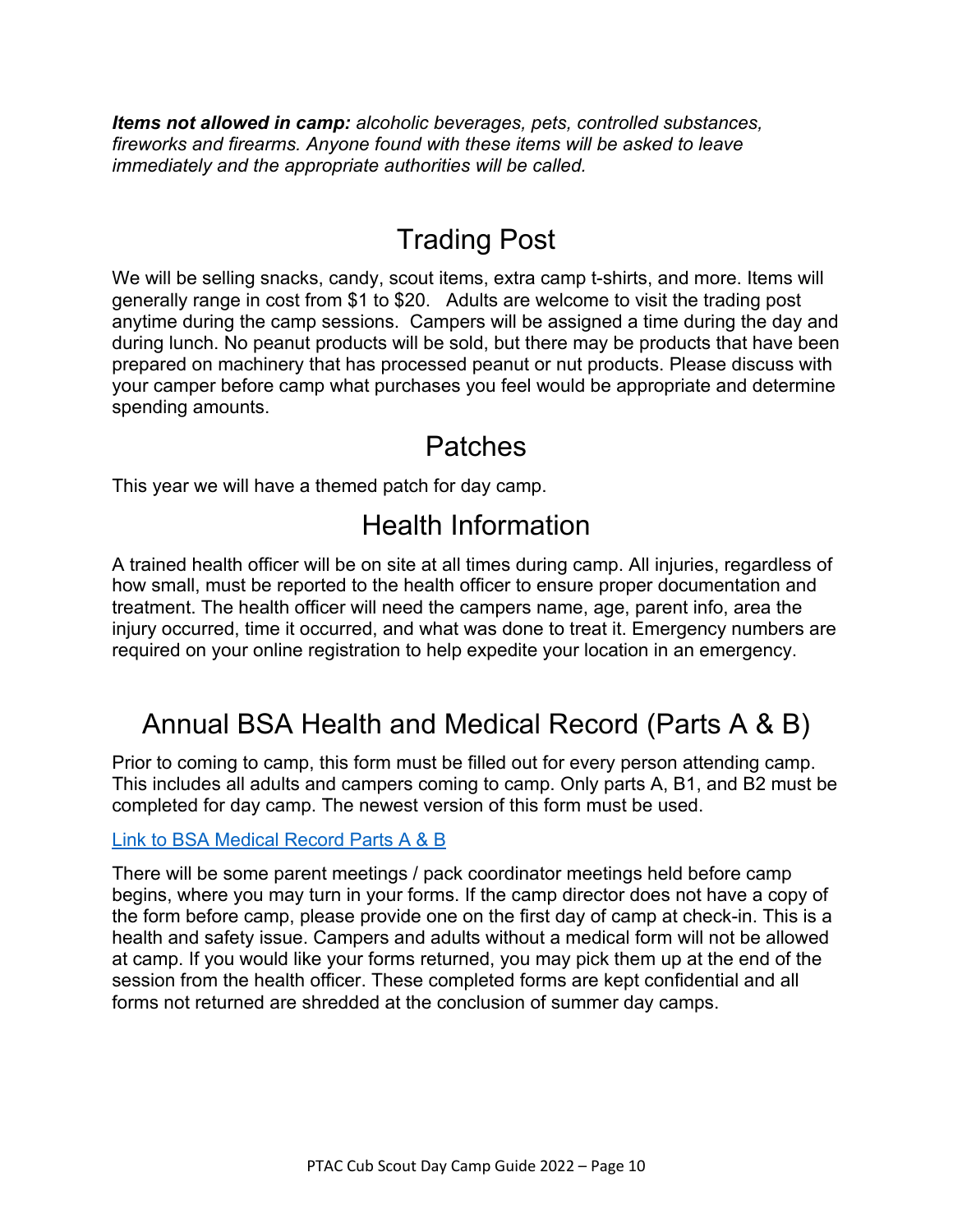***Items not allowed in camp:*** *alcoholic beverages, pets, controlled substances, fireworks and firearms. Anyone found with these items will be asked to leave immediately and the appropriate authorities will be called.*

## Trading Post

We will be selling snacks, candy, scout items, extra camp t-shirts, and more. Items will generally range in cost from $1 to $20. Adults are welcome to visit the trading post anytime during the camp sessions. Campers will be assigned a time during the day and during lunch. No peanut products will be sold, but there may be products that have been prepared on machinery that has processed peanut or nut products. Please discuss with your camper before camp what purchases you feel would be appropriate and determine spending amounts.

## Patches

This year we will have a themed patch for day camp.

## Health Information

A trained health officer will be on site at all times during camp. All injuries, regardless of how small, must be reported to the health officer to ensure proper documentation and treatment. The health officer will need the campers name, age, parent info, area the injury occurred, time it occurred, and what was done to treat it. Emergency numbers are required on your online registration to help expedite your location in an emergency.

## Annual BSA Health and Medical Record (Parts A & B)

Prior to coming to camp, this form must be filled out for every person attending camp. This includes all adults and campers coming to camp. Only parts A, B1, and B2 must be completed for day camp. The newest version of this form must be used.

Link to BSA Medical Record Parts A & B

There will be some parent meetings / pack coordinator meetings held before camp begins, where you may turn in your forms. If the camp director does not have a copy of the form before camp, please provide one on the first day of camp at check-in. This is a health and safety issue. Campers and adults without a medical form will not be allowed at camp. If you would like your forms returned, you may pick them up at the end of the session from the health officer. These completed forms are kept confidential and all forms not returned are shredded at the conclusion of summer day camps.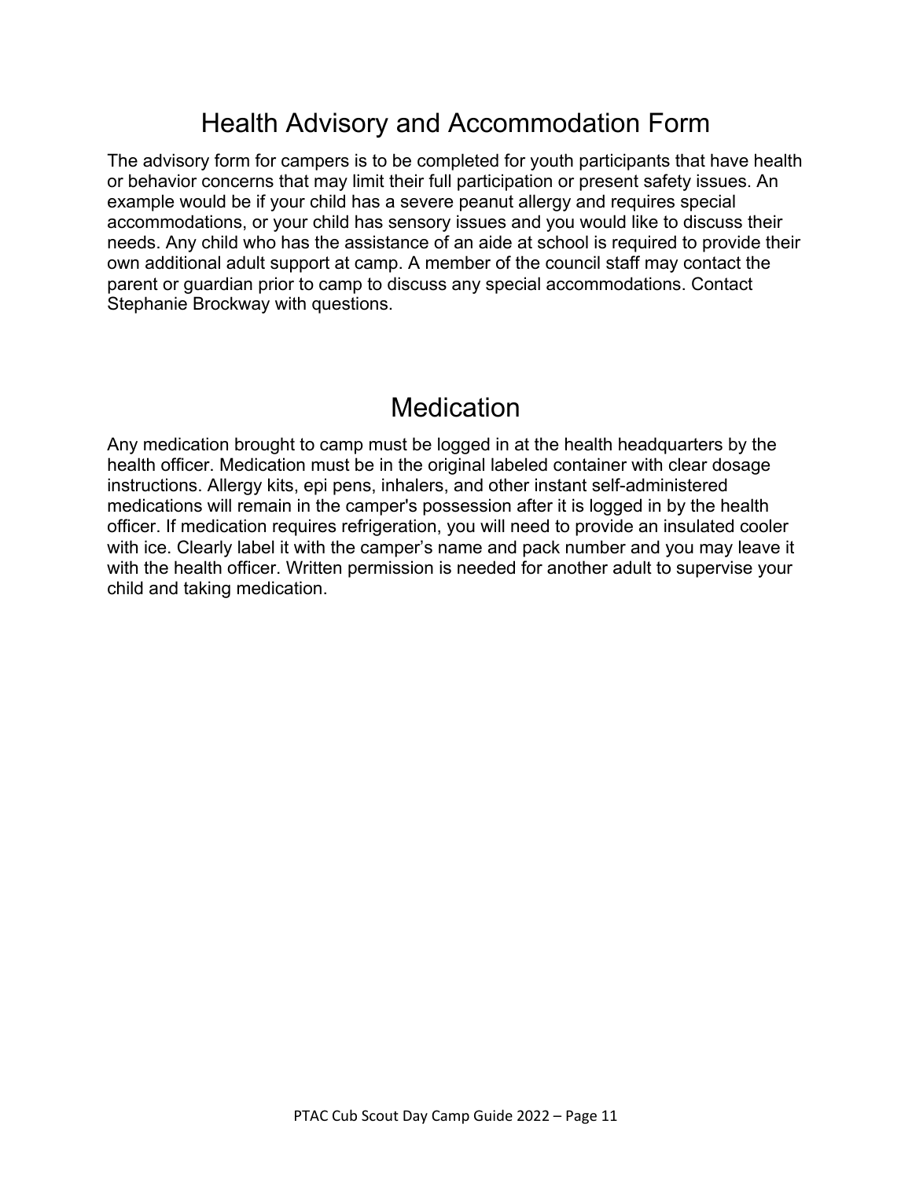## Health Advisory and Accommodation Form

The advisory form for campers is to be completed for youth participants that have health or behavior concerns that may limit their full participation or present safety issues. An example would be if your child has a severe peanut allergy and requires special accommodations, or your child has sensory issues and you would like to discuss their needs. Any child who has the assistance of an aide at school is required to provide their own additional adult support at camp. A member of the council staff may contact the parent or guardian prior to camp to discuss any special accommodations. Contact Stephanie Brockway with questions.

## Medication

Any medication brought to camp must be logged in at the health headquarters by the health officer. Medication must be in the original labeled container with clear dosage instructions. Allergy kits, epi pens, inhalers, and other instant self-administered medications will remain in the camper's possession after it is logged in by the health officer. If medication requires refrigeration, you will need to provide an insulated cooler with ice. Clearly label it with the camper’s name and pack number and you may leave it with the health officer. Written permission is needed for another adult to supervise your child and taking medication.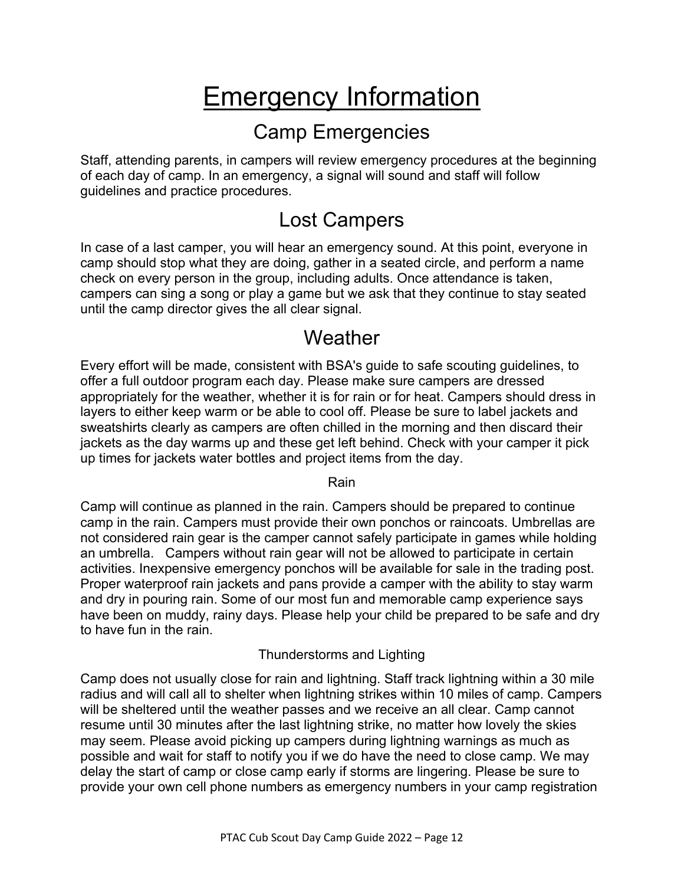# Emergency Information

## Camp Emergencies

Staff, attending parents, in campers will review emergency procedures at the beginning of each day of camp. In an emergency, a signal will sound and staff will follow guidelines and practice procedures.

## Lost Campers

In case of a last camper, you will hear an emergency sound. At this point, everyone in camp should stop what they are doing, gather in a seated circle, and perform a name check on every person in the group, including adults. Once attendance is taken, campers can sing a song or play a game but we ask that they continue to stay seated until the camp director gives the all clear signal.

## Weather

Every effort will be made, consistent with BSA's guide to safe scouting guidelines, to offer a full outdoor program each day. Please make sure campers are dressed appropriately for the weather, whether it is for rain or for heat. Campers should dress in layers to either keep warm or be able to cool off. Please be sure to label jackets and sweatshirts clearly as campers are often chilled in the morning and then discard their jackets as the day warms up and these get left behind. Check with your camper it pick up times for jackets water bottles and project items from the day.

### Rain

Camp will continue as planned in the rain. Campers should be prepared to continue camp in the rain. Campers must provide their own ponchos or raincoats. Umbrellas are not considered rain gear is the camper cannot safely participate in games while holding an umbrella. Campers without rain gear will not be allowed to participate in certain activities. Inexpensive emergency ponchos will be available for sale in the trading post. Proper waterproof rain jackets and pans provide a camper with the ability to stay warm and dry in pouring rain. Some of our most fun and memorable camp experience says have been on muddy, rainy days. Please help your child be prepared to be safe and dry to have fun in the rain.

### Thunderstorms and Lighting

Camp does not usually close for rain and lightning. Staff track lightning within a 30 mile radius and will call all to shelter when lightning strikes within 10 miles of camp. Campers will be sheltered until the weather passes and we receive an all clear. Camp cannot resume until 30 minutes after the last lightning strike, no matter how lovely the skies may seem. Please avoid picking up campers during lightning warnings as much as possible and wait for staff to notify you if we do have the need to close camp. We may delay the start of camp or close camp early if storms are lingering. Please be sure to provide your own cell phone numbers as emergency numbers in your camp registration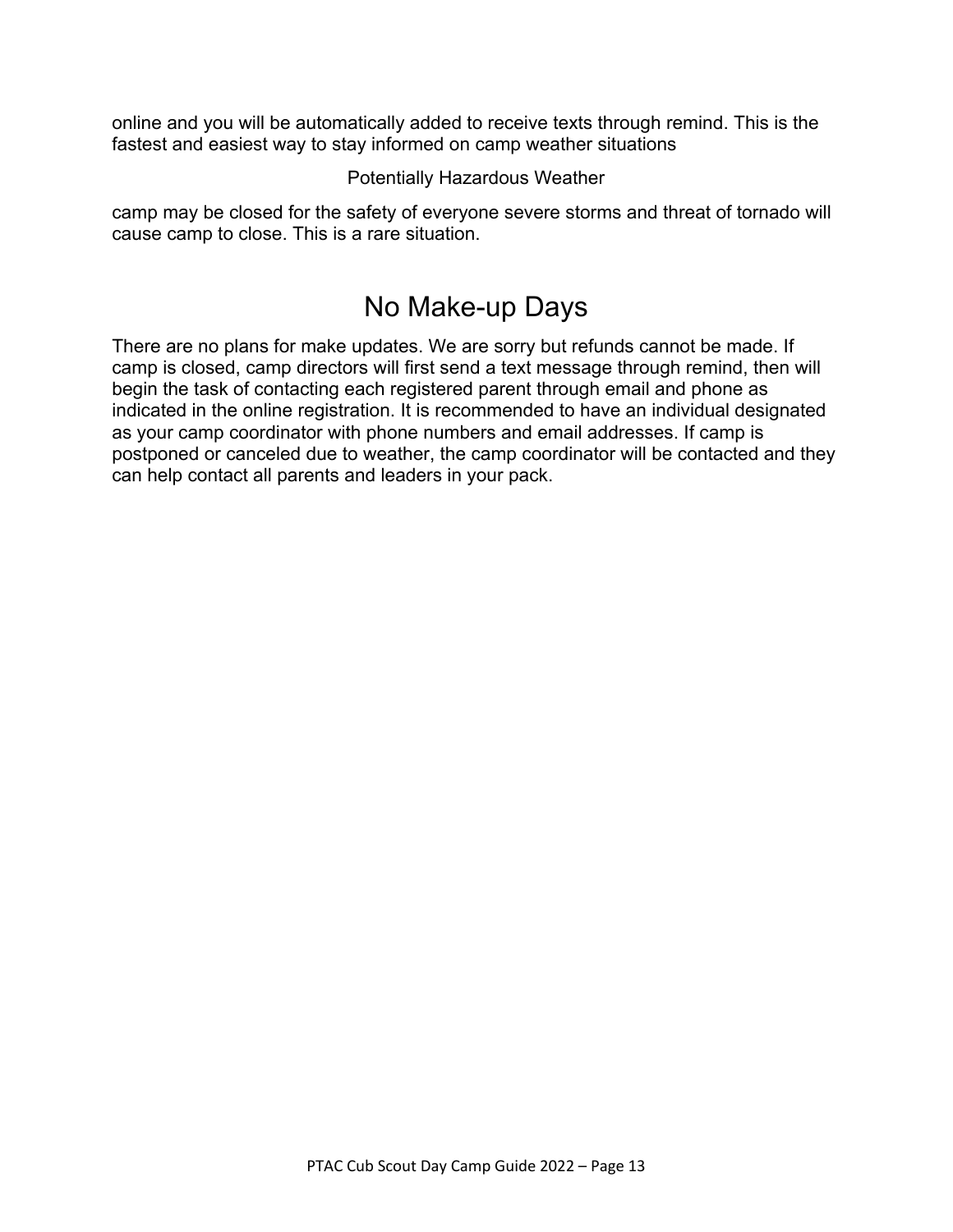online and you will be automatically added to receive texts through remind. This is the fastest and easiest way to stay informed on camp weather situations

Potentially Hazardous Weather

camp may be closed for the safety of everyone severe storms and threat of tornado will cause camp to close. This is a rare situation.

# No Make-up Days

There are no plans for make updates. We are sorry but refunds cannot be made. If camp is closed, camp directors will first send a text message through remind, then will begin the task of contacting each registered parent through email and phone as indicated in the online registration. It is recommended to have an individual designated as your camp coordinator with phone numbers and email addresses. If camp is postponed or canceled due to weather, the camp coordinator will be contacted and they can help contact all parents and leaders in your pack.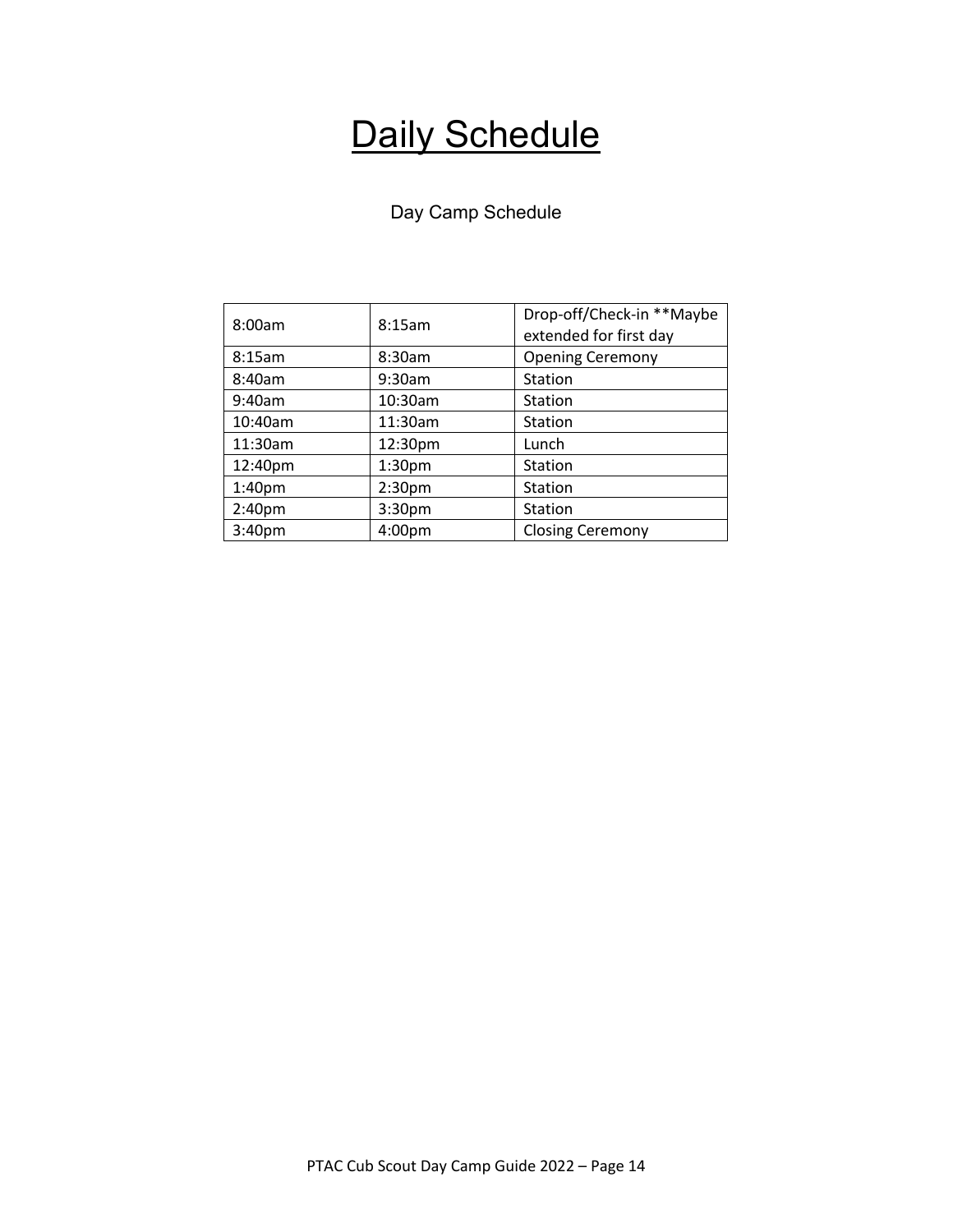# Daily Schedule

Day Camp Schedule

| | | |
|---|---|---|
| 8:00am | 8:15am | Drop-off/Check-in **Maybe extended for first day |
| 8:15am | 8:30am | Opening Ceremony |
| 8:40am | 9:30am | Station |
| 9:40am | 10:30am | Station |
| 10:40am | 11:30am | Station |
| 11:30am | 12:30pm | Lunch |
| 12:40pm | 1:30pm | Station |
| 1:40pm | 2:30pm | Station |
| 2:40pm | 3:30pm | Station |
| 3:40pm | 4:00pm | Closing Ceremony |